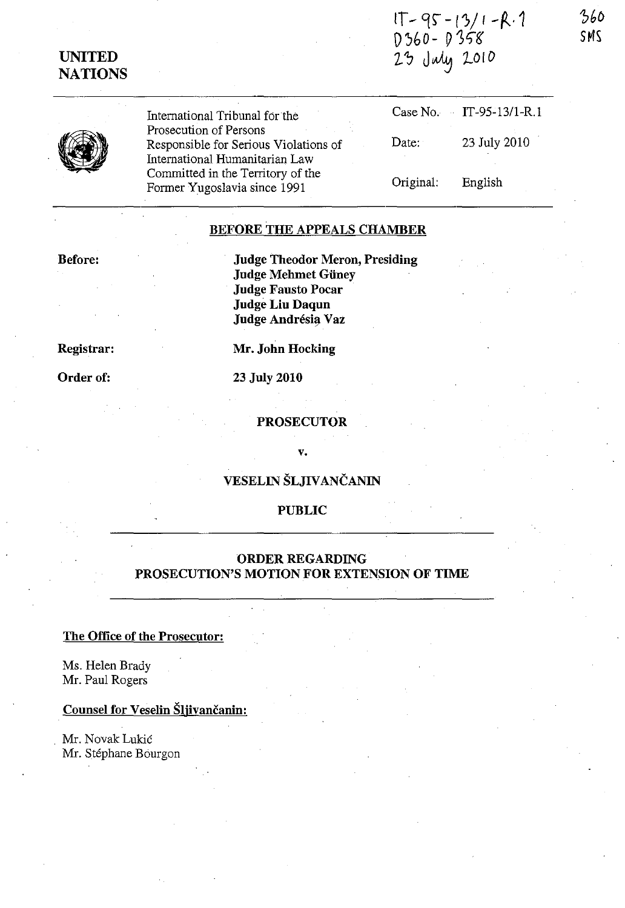IT-95-13/1-R.1
D360 - D358
23 July 2010

360
SMS

**UNITED NATIONS**

| | | |
|---|---|---|
| International Tribunal for the Prosecution of Persons Responsible for Serious Violations of International Humanitarian Law Committed in the Territory of the Former Yugoslavia since 1991 | Case No. | IT-95-13/1-R.1 |
| | Date: | 23 July 2010 |
| | Original: | English |

**BEFORE THE APPEALS CHAMBER**

**Before:**

**Judge Theodor Meron, Presiding**
**Judge Mehmet Güney**
**Judge Fausto Pocar**
**Judge Liu Daqun**
**Judge Andrésia Vaz**

**Registrar:** **Mr. John Hocking**

**Order of:** **23 July 2010**

**PROSECUTOR**

**v.**

**VESELIN ŠLJIVANČANIN**

**PUBLIC**

**ORDER REGARDING PROSECUTION'S MOTION FOR EXTENSION OF TIME**

**The Office of the Prosecutor:**

Ms. Helen Brady
Mr. Paul Rogers

**Counsel for Veselin Šljivančanin:**

Mr. Novak Lukić
Mr. Stéphane Bourgon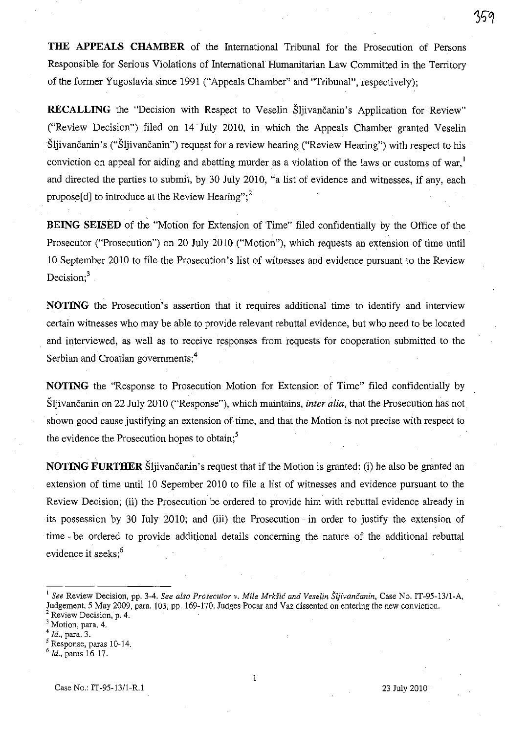**THE APPEALS CHAMBER** of the International Tribunal for the Prosecution of Persons Responsible for Serious Violations of International Humanitarian Law Committed in the Territory of the former Yugoslavia since 1991 ("Appeals Chamber" and "Tribunal", respectively);

**RECALLING** the "Decision with Respect to Veselin Šljivančanin's Application for Review" ("Review Decision") filed on 14 July 2010, in which the Appeals Chamber granted Veselin Šljivančanin's ("Šljivančanin") request for a review hearing ("Review Hearing") with respect to his conviction on appeal for aiding and abetting murder as a violation of the laws or customs of war,[1] and directed the parties to submit, by 30 July 2010, "a list of evidence and witnesses, if any, each propose[d] to introduce at the Review Hearing";[2]

**BEING SEISED** of the "Motion for Extension of Time" filed confidentially by the Office of the Prosecutor ("Prosecution") on 20 July 2010 ("Motion"), which requests an extension of time until 10 September 2010 to file the Prosecution's list of witnesses and evidence pursuant to the Review Decision;[3]

**NOTING** the Prosecution's assertion that it requires additional time to identify and interview certain witnesses who may be able to provide relevant rebuttal evidence, but who need to be located and interviewed, as well as to receive responses from requests for cooperation submitted to the Serbian and Croatian governments;[4]

**NOTING** the "Response to Prosecution Motion for Extension of Time" filed confidentially by Šljivančanin on 22 July 2010 ("Response"), which maintains, *inter alia*, that the Prosecution has not shown good cause justifying an extension of time, and that the Motion is not precise with respect to the evidence the Prosecution hopes to obtain;[5]

**NOTING FURTHER** Šljivančanin's request that if the Motion is granted: (i) he also be granted an extension of time until 10 Sepember 2010 to file a list of witnesses and evidence pursuant to the Review Decision; (ii) the Prosecution be ordered to provide him with rebuttal evidence already in its possession by 30 July 2010; and (iii) the Prosecution - in order to justify the extension of time - be ordered to provide additional details concerning the nature of the additional rebuttal evidence it seeks;[6]

---

[1] *See* Review Decision, pp. 3-4. *See also Prosecutor v. Mile Mrkšić and Veselin Šljivančanin*, Case No. IT-95-13/1-A, Judgement, 5 May 2009, para. 103, pp. 169-170. Judges Pocar and Vaz dissented on entering the new conviction.

[2] Review Decision, p. 4.

[3] Motion, para. 4.

[4] *Id.*, para. 3.

[5] Response, paras 10-14.

[6] *Id.*, paras 16-17.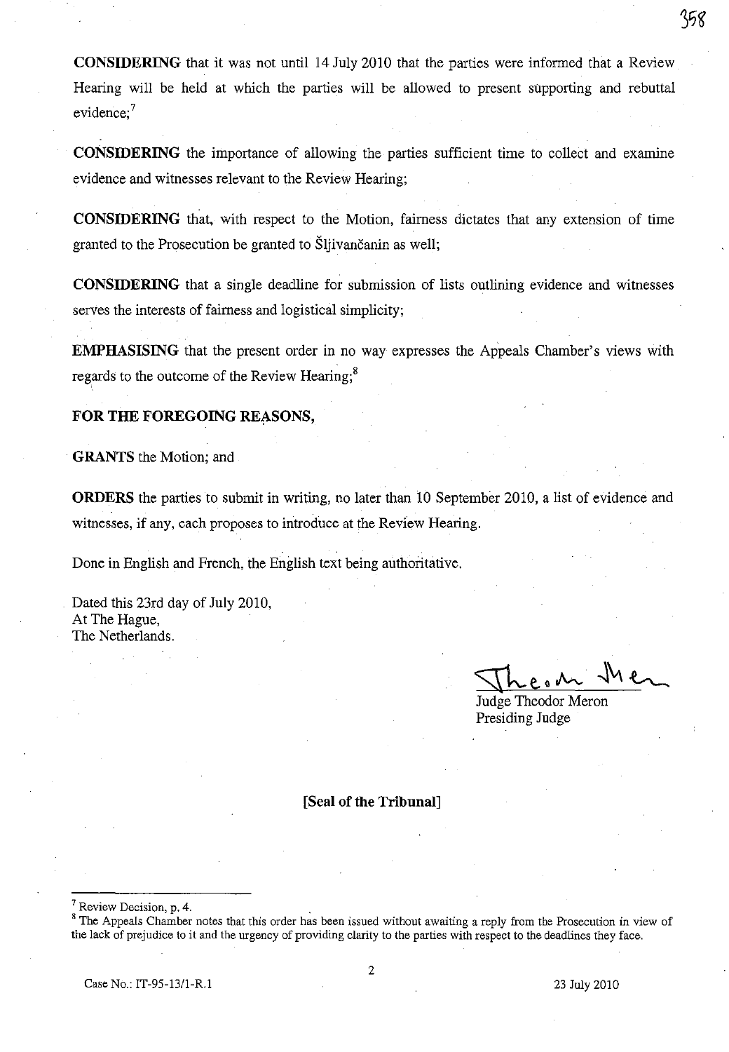**CONSIDERING** that it was not until 14 July 2010 that the parties were informed that a Review Hearing will be held at which the parties will be allowed to present supporting and rebuttal evidence;[7]

**CONSIDERING** the importance of allowing the parties sufficient time to collect and examine evidence and witnesses relevant to the Review Hearing;

**CONSIDERING** that, with respect to the Motion, fairness dictates that any extension of time granted to the Prosecution be granted to Šljivančanin as well;

**CONSIDERING** that a single deadline for submission of lists outlining evidence and witnesses serves the interests of fairness and logistical simplicity;

**EMPHASISING** that the present order in no way expresses the Appeals Chamber's views with regards to the outcome of the Review Hearing;[8]

**FOR THE FOREGOING REASONS,**

**GRANTS** the Motion; and

**ORDERS** the parties to submit in writing, no later than 10 September 2010, a list of evidence and witnesses, if any, each proposes to introduce at the Review Hearing.

Done in English and French, the English text being authoritative.

Dated this 23rd day of July 2010,
At The Hague,
The Netherlands.

Judge Theodor Meron
Presiding Judge

**[Seal of the Tribunal]**

---

[7] Review Decision, p. 4.

[8] The Appeals Chamber notes that this order has been issued without awaiting a reply from the Prosecution in view of the lack of prejudice to it and the urgency of providing clarity to the parties with respect to the deadlines they face.